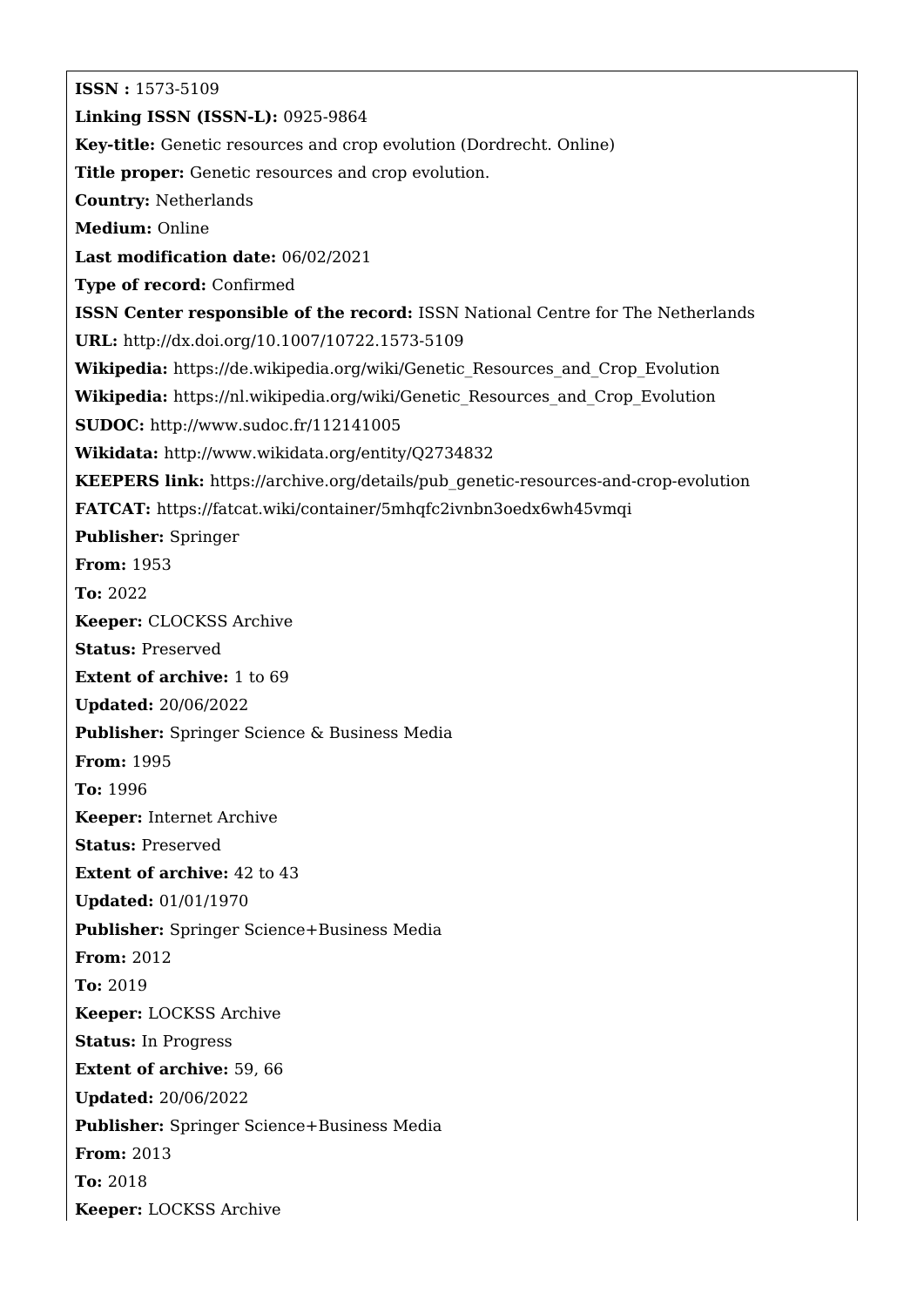**ISSN :** 1573-5109

**Linking ISSN (ISSN-L):** 0925-9864

**Key-title:** Genetic resources and crop evolution (Dordrecht. Online)

**Title proper:** Genetic resources and crop evolution.

**Country:** Netherlands

**Medium:** Online

**Last modification date:** 06/02/2021

**Type of record:** Confirmed

**ISSN Center responsible of the record:** ISSN National Centre for The Netherlands

**URL:** http://dx.doi.org/10.1007/10722.1573-5109

**Wikipedia:** https://de.wikipedia.org/wiki/Genetic_Resources_and_Crop_Evolution

**Wikipedia:** https://nl.wikipedia.org/wiki/Genetic_Resources_and_Crop_Evolution

**SUDOC:** http://www.sudoc.fr/112141005

**Wikidata:** http://www.wikidata.org/entity/Q2734832

**KEEPERS link:** https://archive.org/details/pub_genetic-resources-and-crop-evolution

**FATCAT:** https://fatcat.wiki/container/5mhqfc2ivnbn3oedx6wh45vmqi

**Publisher:** Springer

**From:** 1953

**To:** 2022

**Keeper:** CLOCKSS Archive

**Status:** Preserved

**Extent of archive:** 1 to 69

**Updated:** 20/06/2022

**Publisher:** Springer Science & Business Media

**From:** 1995

**To:** 1996

**Keeper:** Internet Archive

**Status:** Preserved

**Extent of archive:** 42 to 43

**Updated:** 01/01/1970

**Publisher:** Springer Science+Business Media

**From:** 2012

**To:** 2019

**Keeper:** LOCKSS Archive

**Status:** In Progress

**Extent of archive:** 59, 66

**Updated:** 20/06/2022

**Publisher:** Springer Science+Business Media

**From:** 2013

**To:** 2018

**Keeper:** LOCKSS Archive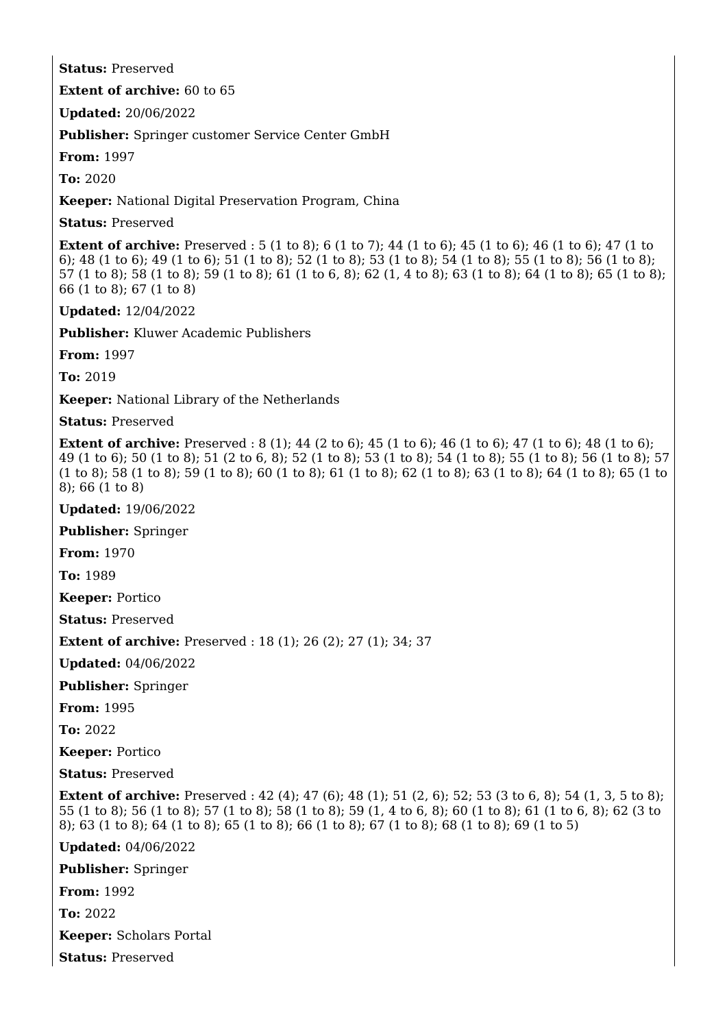**Status:** Preserved

**Extent of archive:** 60 to 65

**Updated:** 20/06/2022

**Publisher:** Springer customer Service Center GmbH

**From:** 1997

**To:** 2020

**Keeper:** National Digital Preservation Program, China

**Status:** Preserved

**Extent of archive:** Preserved : 5 (1 to 8); 6 (1 to 7); 44 (1 to 6); 45 (1 to 6); 46 (1 to 6); 47 (1 to 6); 48 (1 to 6); 49 (1 to 6); 51 (1 to 8); 52 (1 to 8); 53 (1 to 8); 54 (1 to 8); 55 (1 to 8); 56 (1 to 8); 57 (1 to 8); 58 (1 to 8); 59 (1 to 8); 61 (1 to 6, 8); 62 (1, 4 to 8); 63 (1 to 8); 64 (1 to 8); 65 (1 to 8); 66 (1 to 8); 67 (1 to 8)

**Updated:** 12/04/2022

**Publisher:** Kluwer Academic Publishers

**From:** 1997

**To:** 2019

**Keeper:** National Library of the Netherlands

**Status:** Preserved

**Extent of archive:** Preserved : 8 (1); 44 (2 to 6); 45 (1 to 6); 46 (1 to 6); 47 (1 to 6); 48 (1 to 6); 49 (1 to 6); 50 (1 to 8); 51 (2 to 6, 8); 52 (1 to 8); 53 (1 to 8); 54 (1 to 8); 55 (1 to 8); 56 (1 to 8); 57 (1 to 8); 58 (1 to 8); 59 (1 to 8); 60 (1 to 8); 61 (1 to 8); 62 (1 to 8); 63 (1 to 8); 64 (1 to 8); 65 (1 to 8); 66 (1 to 8)

**Updated:** 19/06/2022

**Publisher:** Springer

**From:** 1970

**To:** 1989

**Keeper:** Portico

**Status:** Preserved

**Extent of archive:** Preserved : 18 (1); 26 (2); 27 (1); 34; 37

**Updated:** 04/06/2022

**Publisher:** Springer

**From:** 1995

**To:** 2022

**Keeper:** Portico

**Status:** Preserved

**Extent of archive:** Preserved : 42 (4); 47 (6); 48 (1); 51 (2, 6); 52; 53 (3 to 6, 8); 54 (1, 3, 5 to 8); 55 (1 to 8); 56 (1 to 8); 57 (1 to 8); 58 (1 to 8); 59 (1, 4 to 6, 8); 60 (1 to 8); 61 (1 to 6, 8); 62 (3 to 8); 63 (1 to 8); 64 (1 to 8); 65 (1 to 8); 66 (1 to 8); 67 (1 to 8); 68 (1 to 8); 69 (1 to 5)

**Updated:** 04/06/2022

**Publisher:** Springer

**From:** 1992

**To:** 2022

**Keeper:** Scholars Portal

**Status:** Preserved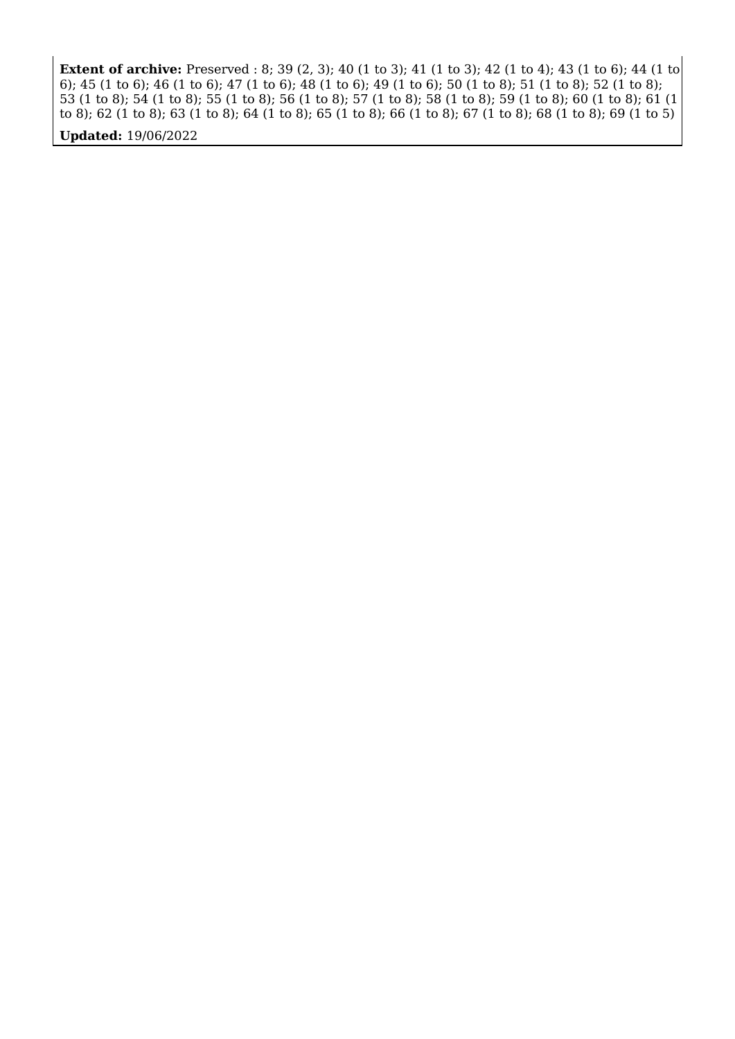**Extent of archive:** Preserved : 8; 39 (2, 3); 40 (1 to 3); 41 (1 to 3); 42 (1 to 4); 43 (1 to 6); 44 (1 to 6); 45 (1 to 6); 46 (1 to 6); 47 (1 to 6); 48 (1 to 6); 49 (1 to 6); 50 (1 to 8); 51 (1 to 8); 52 (1 to 8); 53 (1 to 8); 54 (1 to 8); 55 (1 to 8); 56 (1 to 8); 57 (1 to 8); 58 (1 to 8); 59 (1 to 8); 60 (1 to 8); 61 (1 to 8); 62 (1 to 8); 63 (1 to 8); 64 (1 to 8); 65 (1 to 8); 66 (1 to 8); 67 (1 to 8); 68 (1 to 8); 69 (1 to 5)

**Updated:** 19/06/2022